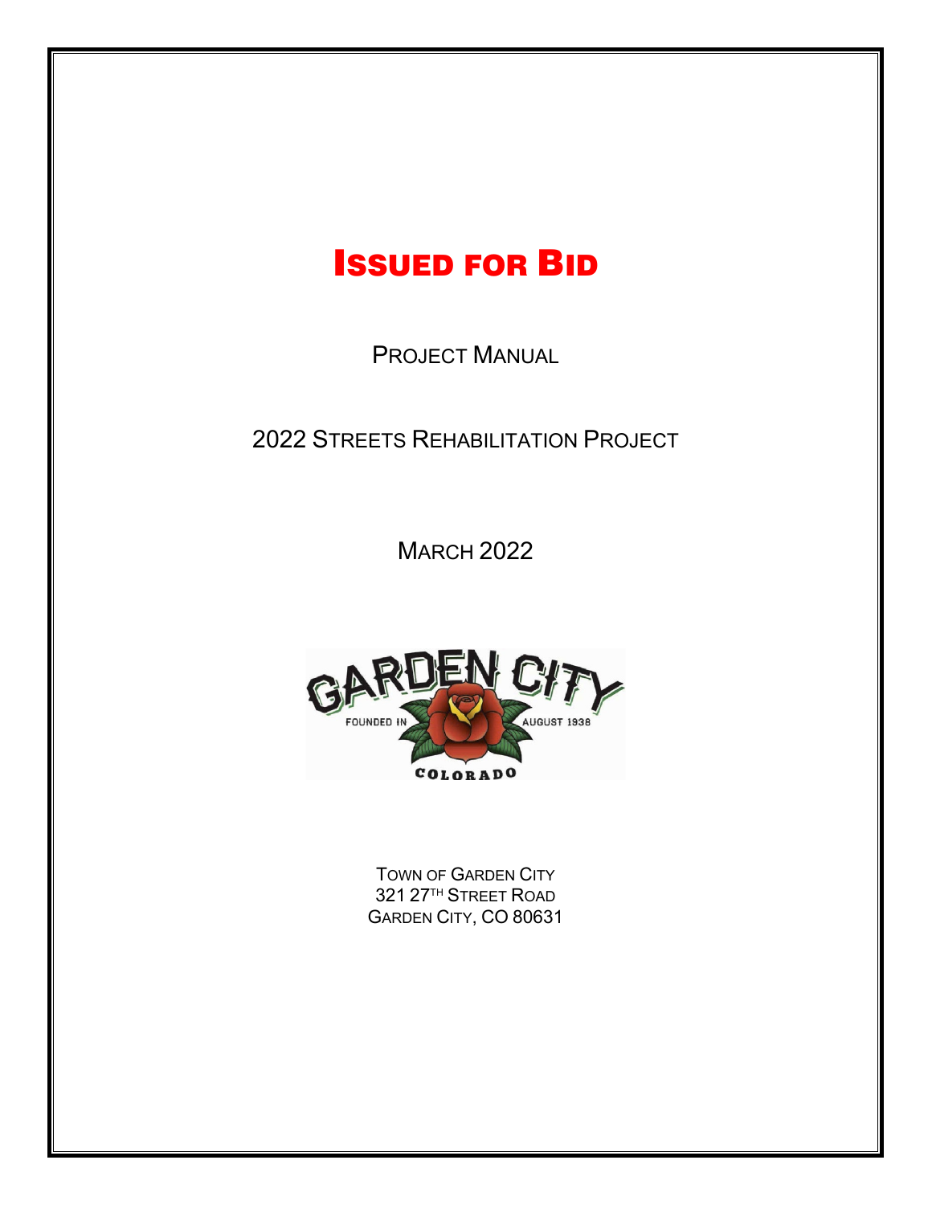# ISSUED FOR BID

PROJECT MANUAL

2022 STREETS REHABILITATION PROJECT

MARCH 2022

TOWN OF GARDEN CITY
321 27TH STREET ROAD
GARDEN CITY, CO 80631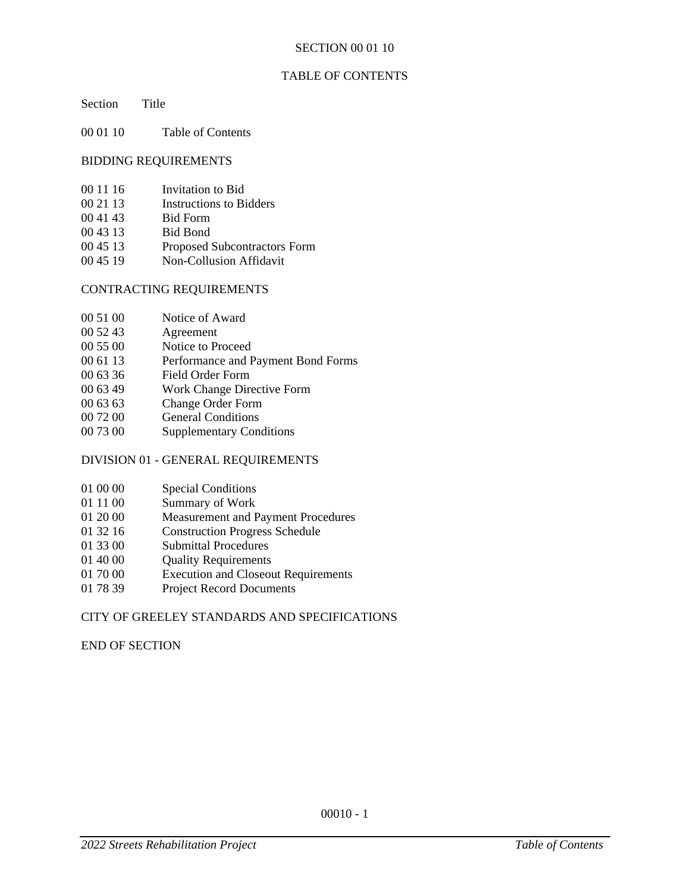# SECTION 00 01 10

## TABLE OF CONTENTS

| Section | Title |
|---|---|
| 00 01 10 | Table of Contents |

### BIDDING REQUIREMENTS

| | |
|---|---|
| 00 11 16 | Invitation to Bid |
| 00 21 13 | Instructions to Bidders |
| 00 41 43 | Bid Form |
| 00 43 13 | Bid Bond |
| 00 45 13 | Proposed Subcontractors Form |
| 00 45 19 | Non-Collusion Affidavit |

### CONTRACTING REQUIREMENTS

| | |
|---|---|
| 00 51 00 | Notice of Award |
| 00 52 43 | Agreement |
| 00 55 00 | Notice to Proceed |
| 00 61 13 | Performance and Payment Bond Forms |
| 00 63 36 | Field Order Form |
| 00 63 49 | Work Change Directive Form |
| 00 63 63 | Change Order Form |
| 00 72 00 | General Conditions |
| 00 73 00 | Supplementary Conditions |

### DIVISION 01 - GENERAL REQUIREMENTS

| | |
|---|---|
| 01 00 00 | Special Conditions |
| 01 11 00 | Summary of Work |
| 01 20 00 | Measurement and Payment Procedures |
| 01 32 16 | Construction Progress Schedule |
| 01 33 00 | Submittal Procedures |
| 01 40 00 | Quality Requirements |
| 01 70 00 | Execution and Closeout Requirements |
| 01 78 39 | Project Record Documents |

### CITY OF GREELEY STANDARDS AND SPECIFICATIONS

END OF SECTION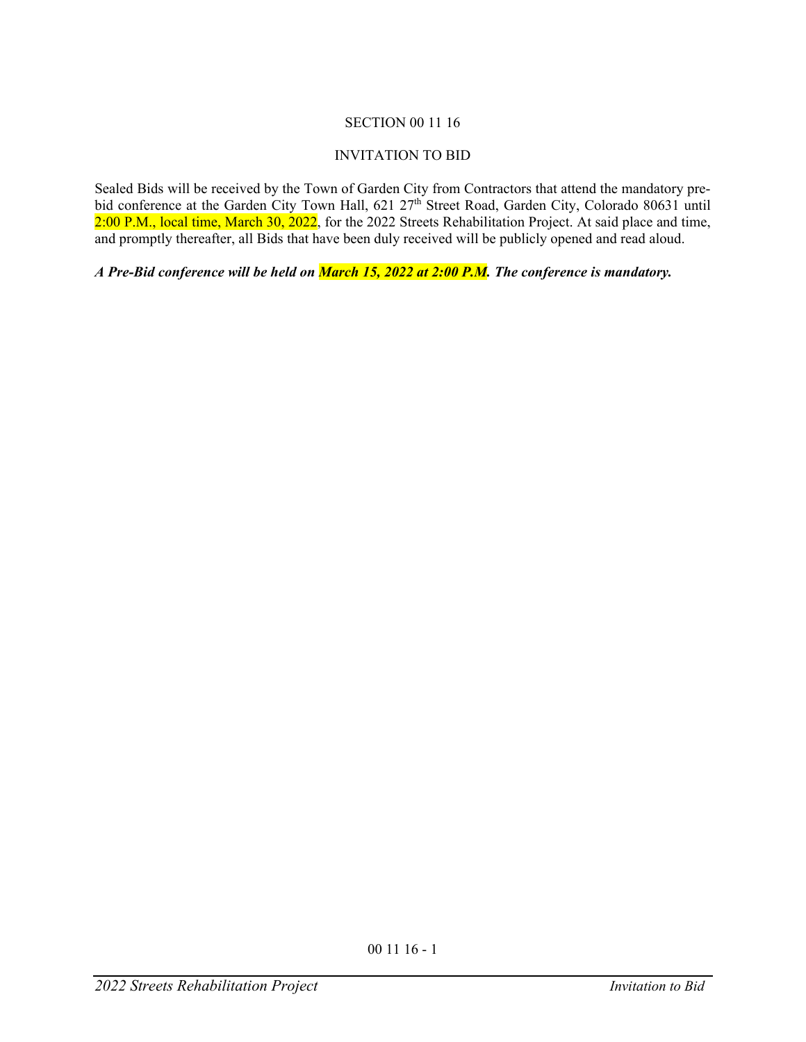SECTION 00 11 16

INVITATION TO BID

Sealed Bids will be received by the Town of Garden City from Contractors that attend the mandatory pre-bid conference at the Garden City Town Hall, 621 27th Street Road, Garden City, Colorado 80631 until 2:00 P.M., local time, March 30, 2022, for the 2022 Streets Rehabilitation Project. At said place and time, and promptly thereafter, all Bids that have been duly received will be publicly opened and read aloud.

***A Pre-Bid conference will be held on March 15, 2022 at 2:00 P.M. The conference is mandatory.***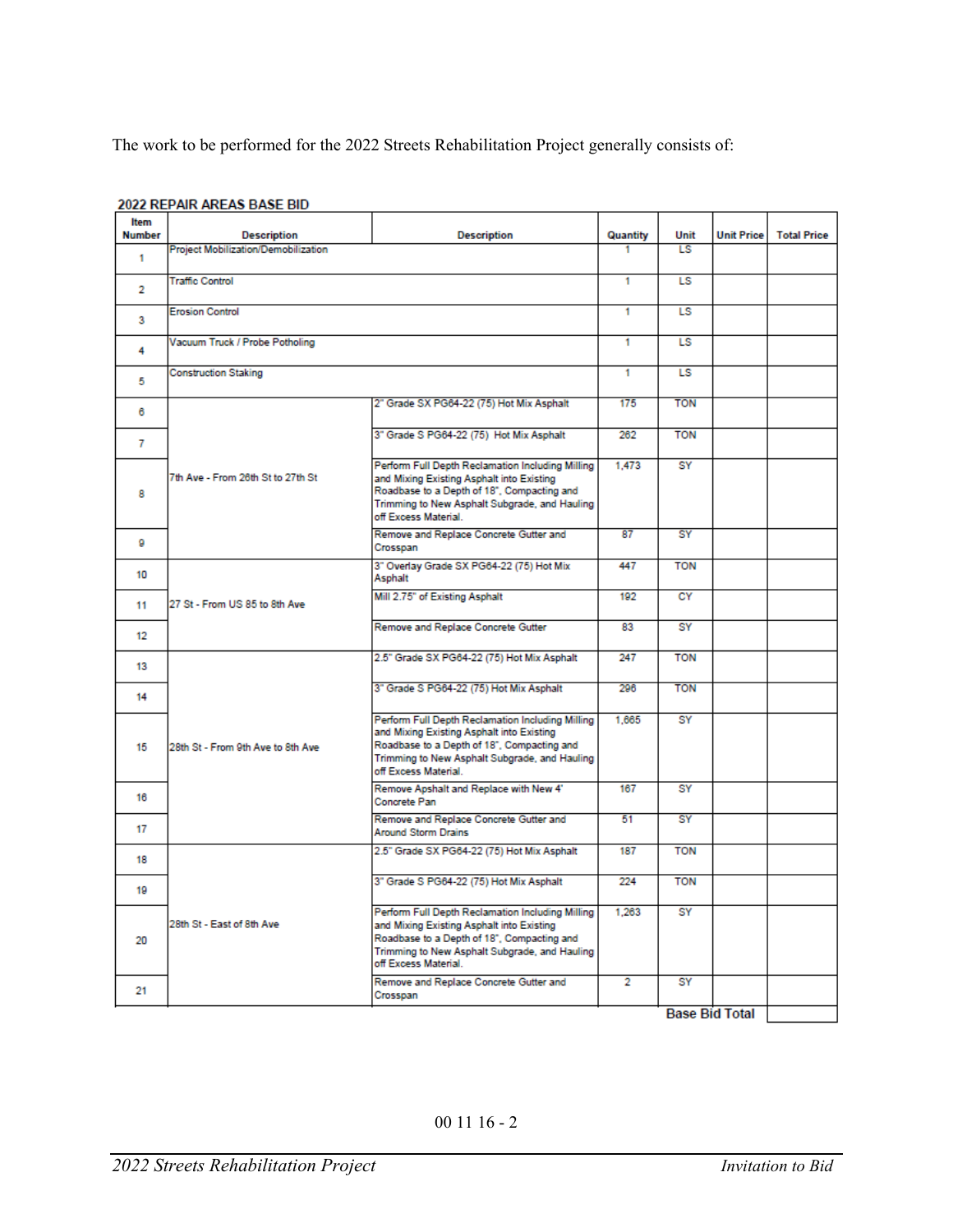The work to be performed for the 2022 Streets Rehabilitation Project generally consists of:

**2022 REPAIR AREAS BASE BID**

| Item Number | Description | Description | Quantity | Unit | Unit Price | Total Price |
|---|---|---|---|---|---|---|
| 1 | Project Mobilization/Demobilization | | 1 | LS | | |
| 2 | Traffic Control | | 1 | LS | | |
| 3 | Erosion Control | | 1 | LS | | |
| 4 | Vacuum Truck / Probe Potholing | | 1 | LS | | |
| 5 | Construction Staking | | 1 | LS | | |
| 6 | 7th Ave - From 26th St to 27th St | 2" Grade SX PG64-22 (75) Hot Mix Asphalt | 175 | TON | | |
| 7 | | 3" Grade S PG64-22 (75) Hot Mix Asphalt | 262 | TON | | |
| 8 | | Perform Full Depth Reclamation Including Milling and Mixing Existing Asphalt into Existing Roadbase to a Depth of 18", Compacting and Trimming to New Asphalt Subgrade, and Hauling off Excess Material. | 1,473 | SY | | |
| 9 | | Remove and Replace Concrete Gutter and Crosspan | 87 | SY | | |
| 10 | 27 St - From US 85 to 8th Ave | 3" Overlay Grade SX PG64-22 (75) Hot Mix Asphalt | 447 | TON | | |
| 11 | | Mill 2.75" of Existing Asphalt | 192 | CY | | |
| 12 | | Remove and Replace Concrete Gutter | 83 | SY | | |
| 13 | 28th St - From 9th Ave to 8th Ave | 2.5" Grade SX PG64-22 (75) Hot Mix Asphalt | 247 | TON | | |
| 14 | | 3" Grade S PG64-22 (75) Hot Mix Asphalt | 296 | TON | | |
| 15 | | Perform Full Depth Reclamation Including Milling and Mixing Existing Asphalt into Existing Roadbase to a Depth of 18", Compacting and Trimming to New Asphalt Subgrade, and Hauling off Excess Material. | 1,665 | SY | | |
| 16 | | Remove Apshalt and Replace with New 4' Concrete Pan | 167 | SY | | |
| 17 | | Remove and Replace Concrete Gutter and Around Storm Drains | 51 | SY | | |
| 18 | 28th St - East of 8th Ave | 2.5" Grade SX PG64-22 (75) Hot Mix Asphalt | 187 | TON | | |
| 19 | | 3" Grade S PG64-22 (75) Hot Mix Asphalt | 224 | TON | | |
| 20 | | Perform Full Depth Reclamation Including Milling and Mixing Existing Asphalt into Existing Roadbase to a Depth of 18", Compacting and Trimming to New Asphalt Subgrade, and Hauling off Excess Material. | 1,263 | SY | | |
| 21 | | Remove and Replace Concrete Gutter and Crosspan | 2 | SY | | |
| | | | | **Base Bid Total** | | |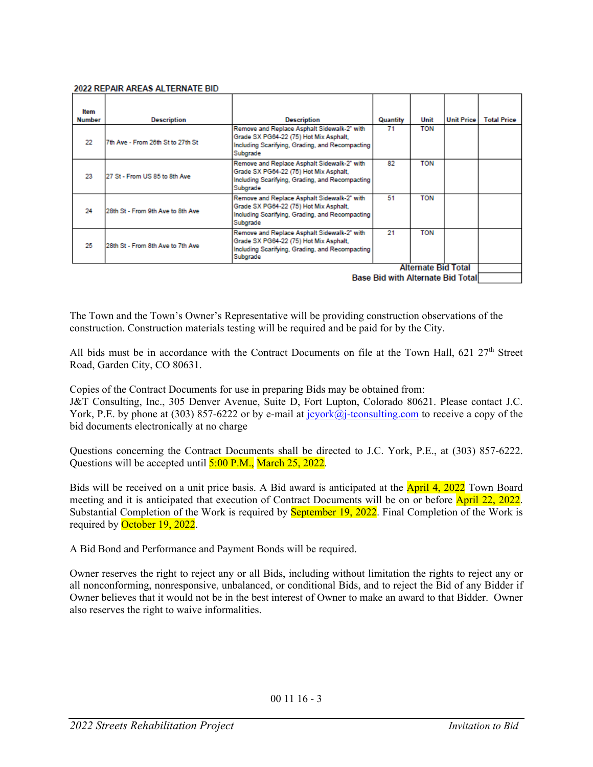**2022 REPAIR AREAS ALTERNATE BID**

| Item Number | Description | Description | Quantity | Unit | Unit Price | Total Price |
|---|---|---|---|---|---|---|
| 22 | 7th Ave - From 26th St to 27th St | Remove and Replace Asphalt Sidewalk-2" with Grade SX PG64-22 (75) Hot Mix Asphalt, Including Scarifying, Grading, and Recompacting Subgrade | 71 | TON | | |
| 23 | 27 St - From US 85 to 8th Ave | Remove and Replace Asphalt Sidewalk-2" with Grade SX PG64-22 (75) Hot Mix Asphalt, Including Scarifying, Grading, and Recompacting Subgrade | 82 | TON | | |
| 24 | 28th St - From 9th Ave to 8th Ave | Remove and Replace Asphalt Sidewalk-2" with Grade SX PG64-22 (75) Hot Mix Asphalt, Including Scarifying, Grading, and Recompacting Subgrade | 51 | TON | | |
| 25 | 28th St - From 8th Ave to 7th Ave | Remove and Replace Asphalt Sidewalk-2" with Grade SX PG64-22 (75) Hot Mix Asphalt, Including Scarifying, Grading, and Recompacting Subgrade | 21 | TON | | |
| | | | | | Alternate Bid Total | |
| | | | | | Base Bid with Alternate Bid Total | |

The Town and the Town's Owner's Representative will be providing construction observations of the construction. Construction materials testing will be required and be paid for by the City.

All bids must be in accordance with the Contract Documents on file at the Town Hall, 621 27th Street Road, Garden City, CO 80631.

Copies of the Contract Documents for use in preparing Bids may be obtained from:
J&T Consulting, Inc., 305 Denver Avenue, Suite D, Fort Lupton, Colorado 80621. Please contact J.C. York, P.E. by phone at (303) 857-6222 or by e-mail at jcyork@j-tconsulting.com to receive a copy of the bid documents electronically at no charge

Questions concerning the Contract Documents shall be directed to J.C. York, P.E., at (303) 857-6222. Questions will be accepted until 5:00 P.M., March 25, 2022.

Bids will be received on a unit price basis. A Bid award is anticipated at the April 4, 2022 Town Board meeting and it is anticipated that execution of Contract Documents will be on or before April 22, 2022. Substantial Completion of the Work is required by September 19, 2022. Final Completion of the Work is required by October 19, 2022.

A Bid Bond and Performance and Payment Bonds will be required.

Owner reserves the right to reject any or all Bids, including without limitation the rights to reject any or all nonconforming, nonresponsive, unbalanced, or conditional Bids, and to reject the Bid of any Bidder if Owner believes that it would not be in the best interest of Owner to make an award to that Bidder. Owner also reserves the right to waive informalities.